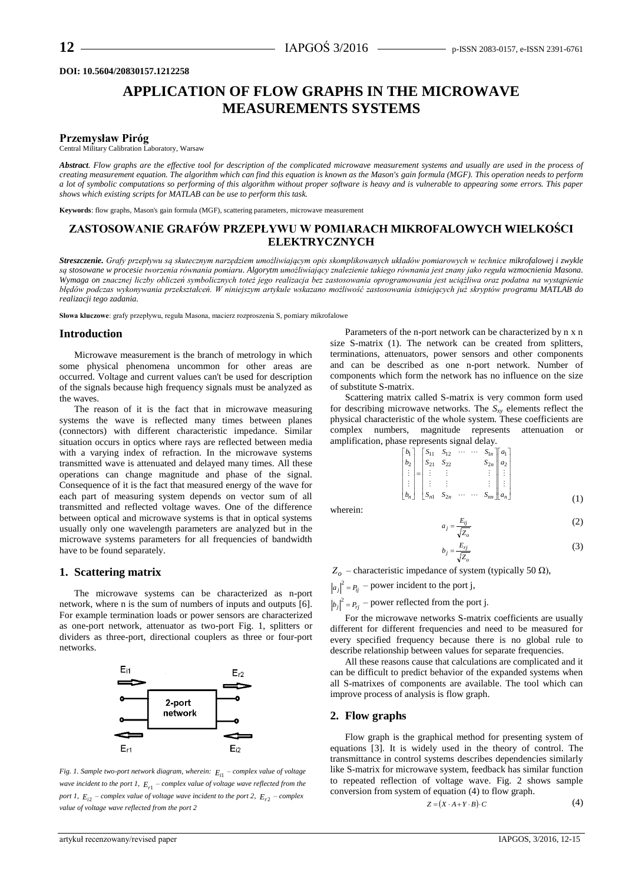DOI: 10.5604/20830157.1212258

# APPLICATION OF FLOW GRAPHS IN THE MICROWAVE MEASUREMENTS SYSTEMS

**Przemysław Piróg**

Central Military Calibration Laboratory, Warsaw

***Abstract**. Flow graphs are the effective tool for description of the complicated microwave measurement systems and usually are used in the process of creating measurement equation. The algorithm which can find this equation is known as the Mason's gain formula (MGF). This operation needs to perform a lot of symbolic computations so performing of this algorithm without proper software is heavy and is vulnerable to appearing some errors. This paper shows which existing scripts for MATLAB can be use to perform this task.*

**Keywords**: flow graphs, Mason's gain formula (MGF), scattering parameters, microwave measurement

## ZASTOSOWANIE GRAFÓW PRZEPŁYWU W POMIARACH MIKROFALOWYCH WIELKOŚCI ELEKTRYCZNYCH

***Streszczenie.** Grafy przepływu są skutecznym narzędziem umożliwiającym opis skomplikowanych układów pomiarowych w technice mikrofalowej i zwykle są stosowane w procesie tworzenia równania pomiaru. Algorytm umożliwiający znalezienie takiego równania jest znany jako reguła wzmocnienia Masona. Wymaga on znacznej liczby obliczeń symbolicznych toteż jego realizacja bez zastosowania oprogramowania jest uciążliwa oraz podatna na wystąpienie błędów podczas wykonywania przekształceń. W niniejszym artykule wskazano możliwość zastosowania istniejących już skryptów programu MATLAB do realizacji tego zadania.*

**Słowa kluczowe**: grafy przepływu, reguła Masona, macierz rozproszenia S, pomiary mikrofalowe

## Introduction

Microwave measurement is the branch of metrology in which some physical phenomena uncommon for other areas are occurred. Voltage and current values can't be used for description of the signals because high frequency signals must be analyzed as the waves.

The reason of it is the fact that in microwave measuring systems the wave is reflected many times between planes (connectors) with different characteristic impedance. Similar situation occurs in optics where rays are reflected between media with a varying index of refraction. In the microwave systems transmitted wave is attenuated and delayed many times. All these operations can change magnitude and phase of the signal. Consequence of it is the fact that measured energy of the wave for each part of measuring system depends on vector sum of all transmitted and reflected voltage waves. One of the difference between optical and microwave systems is that in optical systems usually only one wavelength parameters are analyzed but in the microwave systems parameters for all frequencies of bandwidth have to be found separately.

## 1. Scattering matrix

The microwave systems can be characterized as n-port network, where n is the sum of numbers of inputs and outputs [6]. For example termination loads or power sensors are characterized as one-port network, attenuator as two-port Fig. 1, splitters or dividers as three-port, directional couplers as three or four-port networks.

*Fig. 1. Sample two-port network diagram, wherein: $E_{i1}$ – complex value of voltage wave incident to the port 1, $E_{r1}$ – complex value of voltage wave reflected from the port 1, $E_{i2}$ – complex value of voltage wave incident to the port 2, $E_{r2}$ – complex value of voltage wave reflected from the port 2*

Parameters of the n-port network can be characterized by n x n size S-matrix (1). The network can be created from splitters, terminations, attenuators, power sensors and other components and can be described as one n-port network. Number of components which form the network has no influence on the size of substitute S-matrix.

Scattering matrix called S-matrix is very common form used for describing microwave networks. The $S_{xy}$ elements reflect the physical characteristic of the whole system. These coefficients are complex numbers, magnitude represents attenuation or amplification, phase represents signal delay.

$$\begin{bmatrix} b_1 \\ b_2 \\ \vdots \\ \vdots \\ b_n \end{bmatrix} = \begin{bmatrix} S_{11} & S_{12} & \cdots & \cdots & S_{1n} \\ S_{21} & S_{22} & & & S_{2n} \\ \vdots & \vdots & & & \vdots \\ \vdots & \vdots & & & \vdots \\ S_{n1} & S_{2n} & \cdots & \cdots & S_{nn} \end{bmatrix} \begin{bmatrix} a_1 \\ a_2 \\ \vdots \\ \vdots \\ a_n \end{bmatrix} \tag{1}$$

wherein:

$$a_j = \frac{E_{ij}}{\sqrt{Z_o}} \tag{2}$$

$$b_j = \frac{E_{rj}}{\sqrt{Z_o}} \tag{3}$$

$Z_o$ – characteristic impedance of system (typically 50 Ω),

$|a_j|^2 = P_{ij}$ – power incident to the port j,

$|b_j|^2 = P_{rj}$ – power reflected from the port j.

For the microwave networks S-matrix coefficients are usually different for different frequencies and need to be measured for every specified frequency because there is no global rule to describe relationship between values for separate frequencies.

All these reasons cause that calculations are complicated and it can be difficult to predict behavior of the expanded systems when all S-matrixes of components are available. The tool which can improve process of analysis is flow graph.

## 2. Flow graphs

Flow graph is the graphical method for presenting system of equations [3]. It is widely used in the theory of control. The transmittance in control systems describes dependencies similarly like S-matrix for microwave system, feedback has similar function to repeated reflection of voltage wave. Fig. 2 shows sample conversion from system of equation (4) to flow graph.

$$Z = (X \cdot A + Y \cdot B) \cdot C \tag{4}$$

artykuł recenzowany/revised paper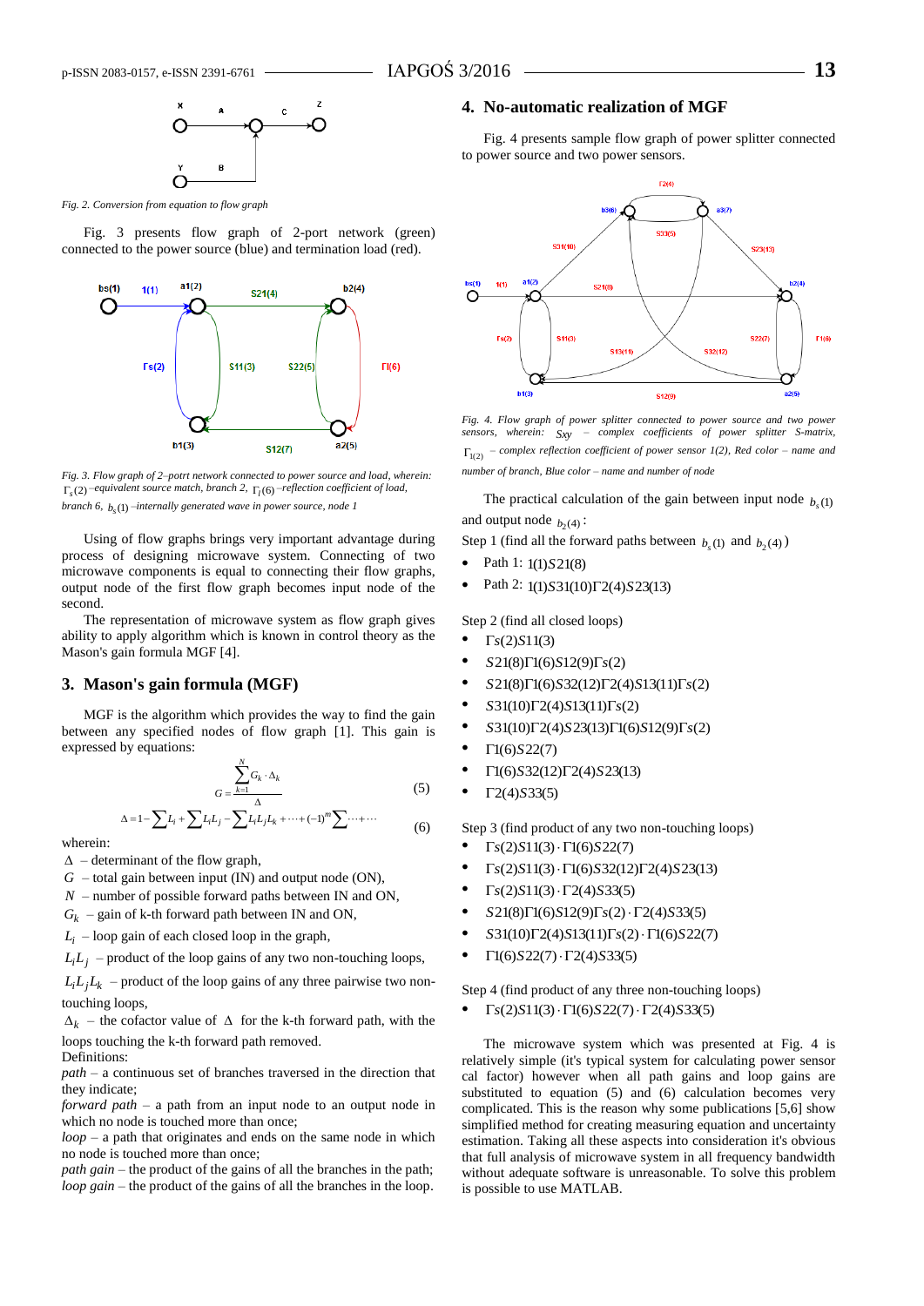Fig. 2. Conversion from equation to flow graph

Fig. 3 presents flow graph of 2-port network (green) connected to the power source (blue) and termination load (red).

Fig. 3. Flow graph of 2–potrt network connected to power source and load, wherein: $\Gamma_s(2)$ –equivalent source match, branch 2, $\Gamma_l(6)$ –reflection coefficient of load, branch 6, $b_s(1)$ –internally generated wave in power source, node 1

Using of flow graphs brings very important advantage during process of designing microwave system. Connecting of two microwave components is equal to connecting their flow graphs, output node of the first flow graph becomes input node of the second.

The representation of microwave system as flow graph gives ability to apply algorithm which is known in control theory as the Mason's gain formula MGF [4].

## 3. Mason's gain formula (MGF)

MGF is the algorithm which provides the way to find the gain between any specified nodes of flow graph [1]. This gain is expressed by equations:

$$G = \frac{\sum_{k=1}^{N} G_k \cdot \Delta_k}{\Delta} \tag{5}$$

$$\Delta = 1 - \sum L_i + \sum L_i L_j - \sum L_i L_j L_k + \cdots + (-1)^m \sum \cdots + \cdots \tag{6}$$

wherein:

$\Delta$ – determinant of the flow graph,
$G$ – total gain between input (IN) and output node (ON),
$N$ – number of possible forward paths between IN and ON,
$G_k$ – gain of k-th forward path between IN and ON,
$L_i$ – loop gain of each closed loop in the graph,
$L_i L_j$ – product of the loop gains of any two non-touching loops,
$L_i L_j L_k$ – product of the loop gains of any three pairwise two non-touching loops,
$\Delta_k$ – the cofactor value of $\Delta$ for the k-th forward path, with the loops touching the k-th forward path removed.

Definitions:

*path* – a continuous set of branches traversed in the direction that they indicate;
*forward path* – a path from an input node to an output node in which no node is touched more than once;
*loop* – a path that originates and ends on the same node in which no node is touched more than once;
*path gain* – the product of the gains of all the branches in the path;
*loop gain* – the product of the gains of all the branches in the loop.

## 4. No-automatic realization of MGF

Fig. 4 presents sample flow graph of power splitter connected to power source and two power sensors.

Fig. 4. Flow graph of power splitter connected to power source and two power sensors, wherein: $Sxy$ – complex coefficients of power splitter S-matrix, $\Gamma_{1(2)}$ – complex reflection coefficient of power sensor 1(2), Red color – name and number of branch, Blue color – name and number of node

The practical calculation of the gain between input node $b_s(1)$ and output node $b_2(4)$:

Step 1 (find all the forward paths between $b_s(1)$ and $b_2(4)$)

- Path 1: $1(1)S21(8)$
- Path 2: $1(1)S31(10)\Gamma2(4)S23(13)$

Step 2 (find all closed loops)

- $\Gamma s(2)S11(3)$
- $S21(8)\Gamma1(6)S12(9)\Gamma s(2)$
- $S21(8)\Gamma1(6)S32(12)\Gamma2(4)S13(11)\Gamma s(2)$
- $S31(10)\Gamma2(4)S13(11)\Gamma s(2)$
- $S31(10)\Gamma2(4)S23(13)\Gamma1(6)S12(9)\Gamma s(2)$
- $\Gamma1(6)S22(7)$
- $\Gamma1(6)S32(12)\Gamma2(4)S23(13)$
- $\Gamma2(4)S33(5)$

Step 3 (find product of any two non-touching loops)

- $\Gamma s(2)S11(3)\cdot\Gamma1(6)S22(7)$
- $\Gamma s(2)S11(3)\cdot\Gamma1(6)S32(12)\Gamma2(4)S23(13)$
- $\Gamma s(2)S11(3)\cdot\Gamma2(4)S33(5)$
- $S21(8)\Gamma1(6)S12(9)\Gamma s(2)\cdot\Gamma2(4)S33(5)$
- $S31(10)\Gamma2(4)S13(11)\Gamma s(2)\cdot\Gamma1(6)S22(7)$
- $\Gamma1(6)S22(7)\cdot\Gamma2(4)S33(5)$

Step 4 (find product of any three non-touching loops)

- $\Gamma s(2)S11(3)\cdot\Gamma1(6)S22(7)\cdot\Gamma2(4)S33(5)$

The microwave system which was presented at Fig. 4 is relatively simple (it's typical system for calculating power sensor cal factor) however when all path gains and loop gains are substituted to equation (5) and (6) calculation becomes very complicated. This is the reason why some publications [5,6] show simplified method for creating measuring equation and uncertainty estimation. Taking all these aspects into consideration it's obvious that full analysis of microwave system in all frequency bandwidth without adequate software is unreasonable. To solve this problem is possible to use MATLAB.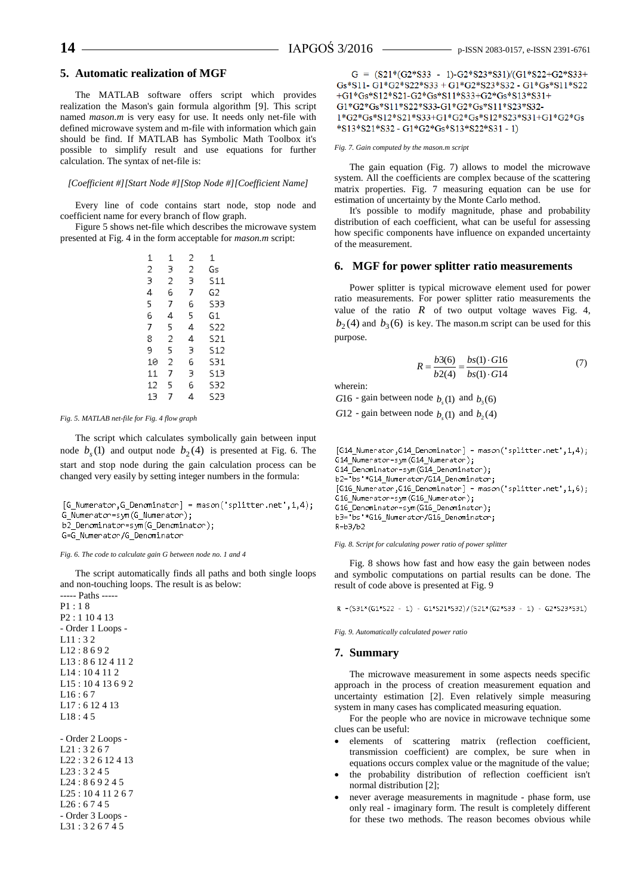## 5. Automatic realization of MGF

The MATLAB software offers script which provides realization the Mason's gain formula algorithm [9]. This script named *mason.m* is very easy for use. It needs only net-file with defined microwave system and m-file with information which gain should be find. If MATLAB has Symbolic Math Toolbox it's possible to simplify result and use equations for further calculation. The syntax of net-file is:

*[Coefficient #][Start Node #][Stop Node #][Coefficient Name]*

Every line of code contains start node, stop node and coefficient name for every branch of flow graph.

Figure 5 shows net-file which describes the microwave system presented at Fig. 4 in the form acceptable for *mason.m* script:

```
1   1  2  1
2   3  2  Gs
3   2  3  S11
4   6  7  G2
5   7  6  S33
6   4  5  G1
7   5  4  S22
8   2  4  S21
9   5  3  S12
10  2  6  S31
11  7  3  S13
12  5  6  S32
13  7  4  S23
```

*Fig. 5. MATLAB net-file for Fig. 4 flow graph*

The script which calculates symbolically gain between input node $b_s(1)$ and output node $b_2(4)$ is presented at Fig. 6. The start and stop node during the gain calculation process can be changed very easily by setting integer numbers in the formula:

```
[G_Numerator,G_Denominator] = mason('splitter.net',1,4);
G_Numerator=sym(G_Numerator);
b2_Denominator=sym(G_Denominator);
G=G_Numerator/G_Denominator
```

*Fig. 6. The code to calculate gain G between node no. 1 and 4*

The script automatically finds all paths and both single loops and non-touching loops. The result is as below:

----- Paths -----
P1 : 1 8
P2 : 1 10 4 13
- Order 1 Loops -
L11 : 3 2
L12 : 8 6 9 2
L13 : 8 6 12 4 11 2
L14 : 10 4 11 2
L15 : 10 4 13 6 9 2
L16 : 6 7
L17 : 6 12 4 13
L18 : 4 5

- Order 2 Loops -
L21 : 3 2 6 7
L22 : 3 2 6 12 4 13
L23 : 3 2 4 5
L24 : 8 6 9 2 4 5
L25 : 10 4 11 2 6 7
L26 : 6 7 4 5
- Order 3 Loops -
L31 : 3 2 6 7 4 5

G = (S21*(G2*S33 - 1)-G2*S23*S31)/(G1*S22+G2*S33+ Gs*S11- G1*G2*S22*S33 + G1*G2*S23*S32 - G1*Gs*S11*S22 +G1*Gs*S12*S21-G2*Gs*S11*S33+G2*Gs*S13*S31+ G1*G2*Gs*S11*S22*S33-G1*G2*Gs*S11*S23*S32- 1*G2*Gs*S12*S21*S33+G1*G2*Gs*S12*S23*S31+G1*G2*Gs *S13*S21*S32 - G1*G2*Gs*S13*S22*S31 - 1)

*Fig. 7. Gain computed by the mason.m script*

The gain equation (Fig. 7) allows to model the microwave system. All the coefficients are complex because of the scattering matrix properties. Fig. 7 measuring equation can be use for estimation of uncertainty by the Monte Carlo method.

It's possible to modify magnitude, phase and probability distribution of each coefficient, what can be useful for assessing how specific components have influence on expanded uncertainty of the measurement.

## 6. MGF for power splitter ratio measurements

Power splitter is typical microwave element used for power ratio measurements. For power splitter ratio measurements the value of the ratio $R$ of two output voltage waves Fig. 4, $b_2(4)$ and $b_3(6)$ is key. The mason.m script can be used for this purpose.

$$R = \frac{b3(6)}{b2(4)} = \frac{bs(1) \cdot G16}{bs(1) \cdot G14} \tag{7}$$

wherein:
$G16$ - gain between node $b_s(1)$ and $b_3(6)$
$G12$ - gain between node $b_s(1)$ and $b_2(4)$

```
[G14_Numerator,G14_Denominator] = mason('splitter.net',1,4);
G14_Numerator=sym(G14_Numerator);
G14_Denominator=sym(G14_Denominator);
b2='bs'*G14_Numerator/G14_Denominator;
[G16_Numerator,G16_Denominator] = mason('splitter.net',1,6);
G16_Numerator=sym(G16_Numerator);
G16_Denominator=sym(G16_Denominator);
b3='bs'*G16_Numerator/G16_Denominator;
R=b3/b2
```

*Fig. 8. Script for calculating power ratio of power splitter*

Fig. 8 shows how fast and how easy the gain between nodes and symbolic computations on partial results can be done. The result of code above is presented at Fig. 9

```
R =(S31*(G1*S22 - 1) - G1*S21*S32)/(S21*(G2*S33 - 1) - G2*S23*S31)
```

*Fig. 9. Automatically calculated power ratio*

## 7. Summary

The microwave measurement in some aspects needs specific approach in the process of creation measurement equation and uncertainty estimation [2]. Even relatively simple measuring system in many cases has complicated measuring equation.

For the people who are novice in microwave technique some clues can be useful:

- elements of scattering matrix (reflection coefficient, transmission coefficient) are complex, be sure when in equations occurs complex value or the magnitude of the value;
- the probability distribution of reflection coefficient isn't normal distribution [2];
- never average measurements in magnitude - phase form, use only real - imaginary form. The result is completely different for these two methods. The reason becomes obvious while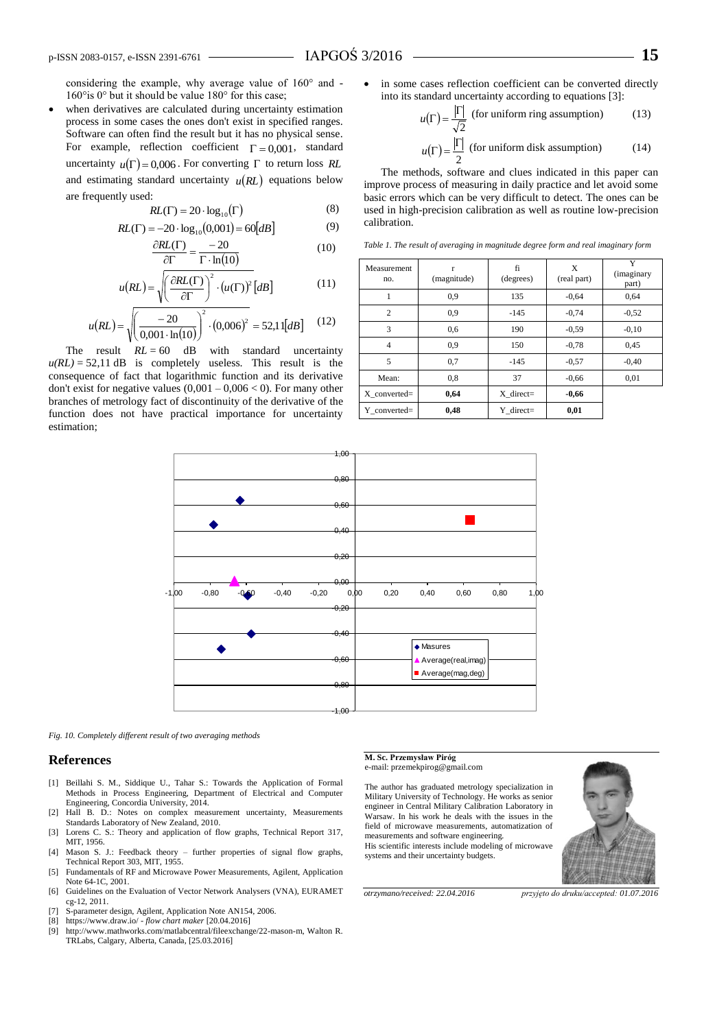considering the example, why average value of 160° and -160°is 0° but it should be value 180° for this case;

- when derivatives are calculated during uncertainty estimation process in some cases the ones don't exist in specified ranges. Software can often find the result but it has no physical sense. For example, reflection coefficient $\Gamma = 0{,}001$, standard uncertainty $u(\Gamma) = 0{,}006$. For converting $\Gamma$ to return loss $RL$ and estimating standard uncertainty $u(RL)$ equations below are frequently used:

$$RL(\Gamma) = 20 \cdot \log_{10}(\Gamma) \tag{8}$$

$$RL(\Gamma) = -20 \cdot \log_{10}(0{,}001) = 60[dB] \tag{9}$$

$$\frac{\partial RL(\Gamma)}{\partial \Gamma} = \frac{-20}{\Gamma \cdot \ln(10)} \tag{10}$$

$$u(RL) = \sqrt{\left(\frac{\partial RL(\Gamma)}{\partial \Gamma}\right)^2 \cdot (u(\Gamma))^2}\,[dB] \tag{11}$$

$$u(RL) = \sqrt{\left(\frac{-20}{0{,}001 \cdot \ln(10)}\right)^2 \cdot (0{,}006)^2} = 52{,}11[dB] \tag{12}$$

The result $RL = 60$ dB with standard uncertainty $u(RL) = 52{,}11$ dB is completely useless. This result is the consequence of fact that logarithmic function and its derivative don't exist for negative values $(0{,}001 - 0{,}006 < 0)$. For many other branches of metrology fact of discontinuity of the derivative of the function does not have practical importance for uncertainty estimation;

- in some cases reflection coefficient can be converted directly into its standard uncertainty according to equations [3]:

$$u(\Gamma) = \frac{|\Gamma|}{\sqrt{2}} \text{ (for uniform ring assumption)} \tag{13}$$

$$u(\Gamma) = \frac{|\Gamma|}{2} \text{ (for uniform disk assumption)} \tag{14}$$

The methods, software and clues indicated in this paper can improve process of measuring in daily practice and let avoid some basic errors which can be very difficult to detect. The ones can be used in high-precision calibration as well as routine low-precision calibration.

*Table 1. The result of averaging in magnitude degree form and real imaginary form*

| Measurement no. | r (magnitude) | fi (degrees) | X (real part) | Y (imaginary part) |
|---|---|---|---|---|
| 1 | 0,9 | 135 | -0,64 | 0,64 |
| 2 | 0,9 | -145 | -0,74 | -0,52 |
| 3 | 0,6 | 190 | -0,59 | -0,10 |
| 4 | 0,9 | 150 | -0,78 | 0,45 |
| 5 | 0,7 | -145 | -0,57 | -0,40 |
| Mean: | 0,8 | 37 | -0,66 | 0,01 |
| X_converted= | **0,64** | X_direct= | **-0,66** | |
| Y_converted= | **0,48** | Y_direct= | **0,01** | |

1,00
0,80
0,60
0,40
0,20
0,00
-0,20
-0,40
-0,60
-0,80
-1,00
-1,00 -0,80 -0,60 -0,40 -0,20 0,00 0,20 0,40 0,60 0,80 1,00
Masures
Average(real,imag)
Average(mag,deg)

*Fig. 10. Completely different result of two averaging methods*

## References

[1] Beillahi S. M., Siddique U., Tahar S.: Towards the Application of Formal Methods in Process Engineering, Department of Electrical and Computer Engineering, Concordia University, 2014.
[2] Hall B. D.: Notes on complex measurement uncertainty, Measurements Standards Laboratory of New Zealand, 2010.
[3] Lorens C. S.: Theory and application of flow graphs, Technical Report 317, MIT, 1956.
[4] Mason S. J.: Feedback theory – further properties of signal flow graphs, Technical Report 303, MIT, 1955.
[5] Fundamentals of RF and Microwave Power Measurements, Agilent, Application Note 64-1C, 2001.
[6] Guidelines on the Evaluation of Vector Network Analysers (VNA), EURAMET cg-12, 2011.
[7] S-parameter design, Agilent, Application Note AN154, 2006.
[8] https://www.draw.io/ - *flow chart maker* [20.04.2016]
[9] http://www.mathworks.com/matlabcentral/fileexchange/22-mason-m, Walton R. TRLabs, Calgary, Alberta, Canada, [25.03.2016]

**M. Sc. Przemysław Piróg**
e-mail: przemekpirog@gmail.com

The author has graduated metrology specialization in Military University of Technology. He works as senior engineer in Central Military Calibration Laboratory in Warsaw. In his work he deals with the issues in the field of microwave measurements, automatization of measurements and software engineering.
His scientific interests include modeling of microwave systems and their uncertainty budgets.

*otrzymano/received: 22.04.2016* *przyjęto do druku/accepted: 01.07.2016*